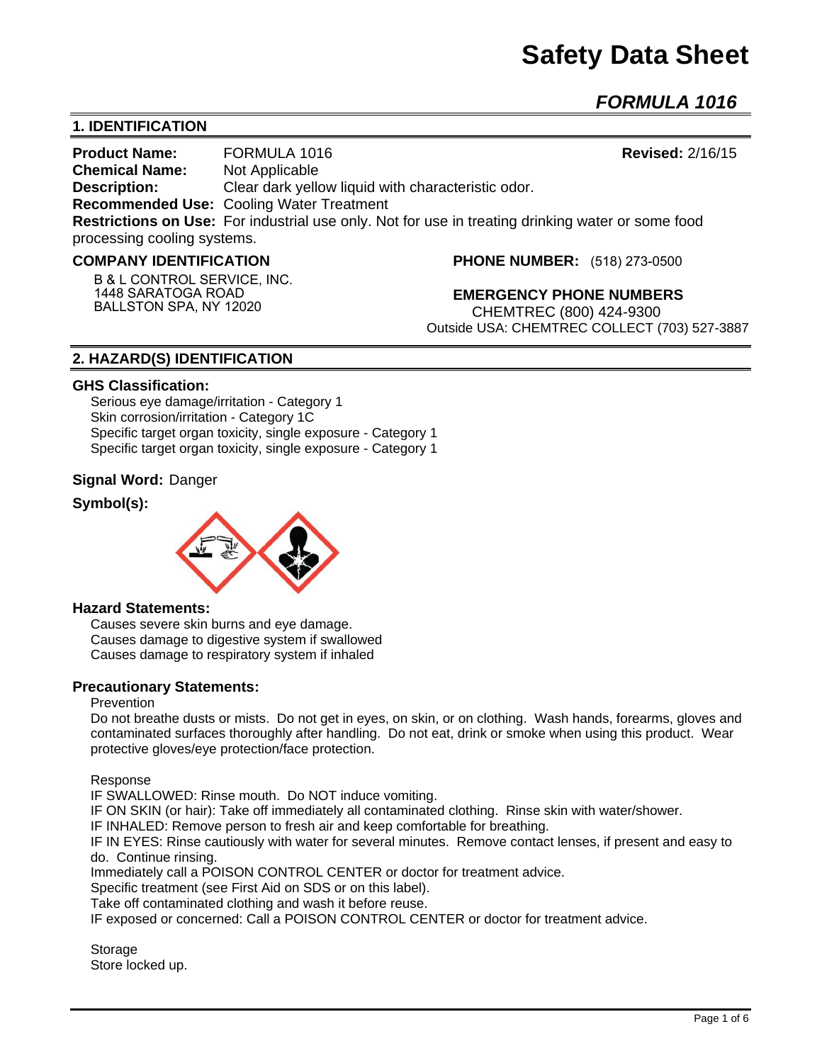# Safety Data Sheet

## *FORMULA 1016*

## 1. IDENTIFICATION

**Product Name:** FORMULA 1016 **Revised:** 2/16/15
**Chemical Name:** Not Applicable
**Description:** Clear dark yellow liquid with characteristic odor.
**Recommended Use:** Cooling Water Treatment
**Restrictions on Use:** For industrial use only. Not for use in treating drinking water or some food processing cooling systems.

**COMPANY IDENTIFICATION**

B & L CONTROL SERVICE, INC.
1448 SARATOGA ROAD
BALLSTON SPA, NY 12020

**PHONE NUMBER:** (518) 273-0500

**EMERGENCY PHONE NUMBERS**
CHEMTREC (800) 424-9300
Outside USA: CHEMTREC COLLECT (703) 527-3887

## 2. HAZARD(S) IDENTIFICATION

**GHS Classification:**

Serious eye damage/irritation - Category 1
Skin corrosion/irritation - Category 1C
Specific target organ toxicity, single exposure - Category 1
Specific target organ toxicity, single exposure - Category 1

**Signal Word:** Danger

**Symbol(s):**

**Hazard Statements:**

Causes severe skin burns and eye damage.
Causes damage to digestive system if swallowed
Causes damage to respiratory system if inhaled

**Precautionary Statements:**

Prevention

Do not breathe dusts or mists. Do not get in eyes, on skin, or on clothing. Wash hands, forearms, gloves and contaminated surfaces thoroughly after handling. Do not eat, drink or smoke when using this product. Wear protective gloves/eye protection/face protection.

Response

IF SWALLOWED: Rinse mouth. Do NOT induce vomiting.
IF ON SKIN (or hair): Take off immediately all contaminated clothing. Rinse skin with water/shower.
IF INHALED: Remove person to fresh air and keep comfortable for breathing.
IF IN EYES: Rinse cautiously with water for several minutes. Remove contact lenses, if present and easy to do. Continue rinsing.
Immediately call a POISON CONTROL CENTER or doctor for treatment advice.
Specific treatment (see First Aid on SDS or on this label).
Take off contaminated clothing and wash it before reuse.
IF exposed or concerned: Call a POISON CONTROL CENTER or doctor for treatment advice.

Storage

Store locked up.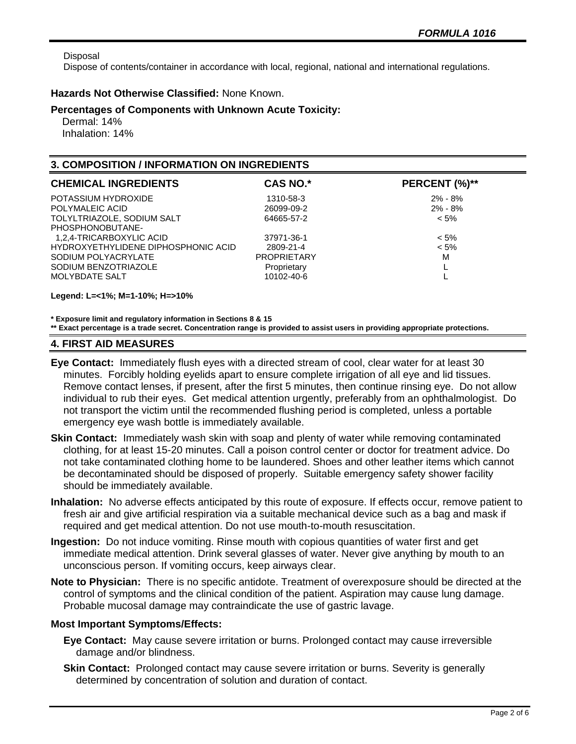Disposal

Dispose of contents/container in accordance with local, regional, national and international regulations.

**Hazards Not Otherwise Classified:** None Known.

**Percentages of Components with Unknown Acute Toxicity:**

Dermal: 14%
Inhalation: 14%

## 3. COMPOSITION / INFORMATION ON INGREDIENTS

| CHEMICAL INGREDIENTS | CAS NO.* | PERCENT (%)** |
|---|---|---|
| POTASSIUM HYDROXIDE | 1310-58-3 | 2% - 8% |
| POLYMALEIC ACID | 26099-09-2 | 2% - 8% |
| TOLYLTRIAZOLE, SODIUM SALT | 64665-57-2 | < 5% |
| PHOSPHONOBUTANE-1,2,4-TRICARBOXYLIC ACID | 37971-36-1 | < 5% |
| HYDROXYETHYLIDENE DIPHOSPHONIC ACID | 2809-21-4 | < 5% |
| SODIUM POLYACRYLATE | PROPRIETARY | M |
| SODIUM BENZOTRIAZOLE | Proprietary | L |
| MOLYBDATE SALT | 10102-40-6 | L |

**Legend: L=<1%; M=1-10%; H=>10%**

**\* Exposure limit and regulatory information in Sections 8 & 15**
**\*\* Exact percentage is a trade secret. Concentration range is provided to assist users in providing appropriate protections.**

## 4. FIRST AID MEASURES

**Eye Contact:** Immediately flush eyes with a directed stream of cool, clear water for at least 30 minutes. Forcibly holding eyelids apart to ensure complete irrigation of all eye and lid tissues. Remove contact lenses, if present, after the first 5 minutes, then continue rinsing eye. Do not allow individual to rub their eyes. Get medical attention urgently, preferably from an ophthalmologist. Do not transport the victim until the recommended flushing period is completed, unless a portable emergency eye wash bottle is immediately available.

**Skin Contact:** Immediately wash skin with soap and plenty of water while removing contaminated clothing, for at least 15-20 minutes. Call a poison control center or doctor for treatment advice. Do not take contaminated clothing home to be laundered. Shoes and other leather items which cannot be decontaminated should be disposed of properly. Suitable emergency safety shower facility should be immediately available.

**Inhalation:** No adverse effects anticipated by this route of exposure. If effects occur, remove patient to fresh air and give artificial respiration via a suitable mechanical device such as a bag and mask if required and get medical attention. Do not use mouth-to-mouth resuscitation.

**Ingestion:** Do not induce vomiting. Rinse mouth with copious quantities of water first and get immediate medical attention. Drink several glasses of water. Never give anything by mouth to an unconscious person. If vomiting occurs, keep airways clear.

**Note to Physician:** There is no specific antidote. Treatment of overexposure should be directed at the control of symptoms and the clinical condition of the patient. Aspiration may cause lung damage. Probable mucosal damage may contraindicate the use of gastric lavage.

**Most Important Symptoms/Effects:**

**Eye Contact:** May cause severe irritation or burns. Prolonged contact may cause irreversible damage and/or blindness.

**Skin Contact:** Prolonged contact may cause severe irritation or burns. Severity is generally determined by concentration of solution and duration of contact.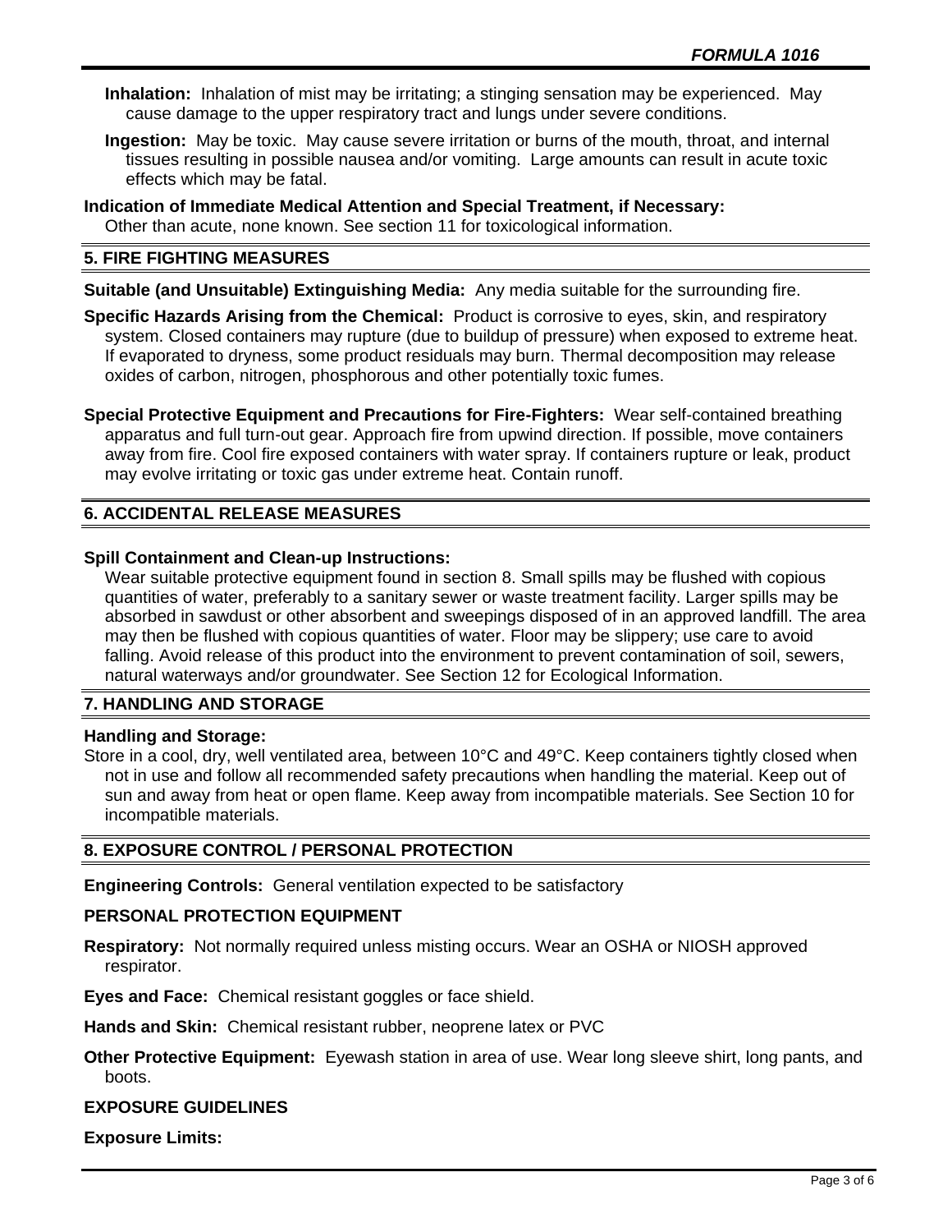**Inhalation:** Inhalation of mist may be irritating; a stinging sensation may be experienced. May cause damage to the upper respiratory tract and lungs under severe conditions.

**Ingestion:** May be toxic. May cause severe irritation or burns of the mouth, throat, and internal tissues resulting in possible nausea and/or vomiting. Large amounts can result in acute toxic effects which may be fatal.

**Indication of Immediate Medical Attention and Special Treatment, if Necessary:**
Other than acute, none known. See section 11 for toxicological information.

## 5. FIRE FIGHTING MEASURES

**Suitable (and Unsuitable) Extinguishing Media:** Any media suitable for the surrounding fire.

**Specific Hazards Arising from the Chemical:** Product is corrosive to eyes, skin, and respiratory system. Closed containers may rupture (due to buildup of pressure) when exposed to extreme heat. If evaporated to dryness, some product residuals may burn. Thermal decomposition may release oxides of carbon, nitrogen, phosphorous and other potentially toxic fumes.

**Special Protective Equipment and Precautions for Fire-Fighters:** Wear self-contained breathing apparatus and full turn-out gear. Approach fire from upwind direction. If possible, move containers away from fire. Cool fire exposed containers with water spray. If containers rupture or leak, product may evolve irritating or toxic gas under extreme heat. Contain runoff.

## 6. ACCIDENTAL RELEASE MEASURES

**Spill Containment and Clean-up Instructions:**
Wear suitable protective equipment found in section 8. Small spills may be flushed with copious quantities of water, preferably to a sanitary sewer or waste treatment facility. Larger spills may be absorbed in sawdust or other absorbent and sweepings disposed of in an approved landfill. The area may then be flushed with copious quantities of water. Floor may be slippery; use care to avoid falling. Avoid release of this product into the environment to prevent contamination of soil, sewers, natural waterways and/or groundwater. See Section 12 for Ecological Information.

## 7. HANDLING AND STORAGE

**Handling and Storage:**
Store in a cool, dry, well ventilated area, between 10°C and 49°C. Keep containers tightly closed when not in use and follow all recommended safety precautions when handling the material. Keep out of sun and away from heat or open flame. Keep away from incompatible materials. See Section 10 for incompatible materials.

## 8. EXPOSURE CONTROL / PERSONAL PROTECTION

**Engineering Controls:** General ventilation expected to be satisfactory

### PERSONAL PROTECTION EQUIPMENT

**Respiratory:** Not normally required unless misting occurs. Wear an OSHA or NIOSH approved respirator.

**Eyes and Face:** Chemical resistant goggles or face shield.

**Hands and Skin:** Chemical resistant rubber, neoprene latex or PVC

**Other Protective Equipment:** Eyewash station in area of use. Wear long sleeve shirt, long pants, and boots.

### EXPOSURE GUIDELINES

**Exposure Limits:**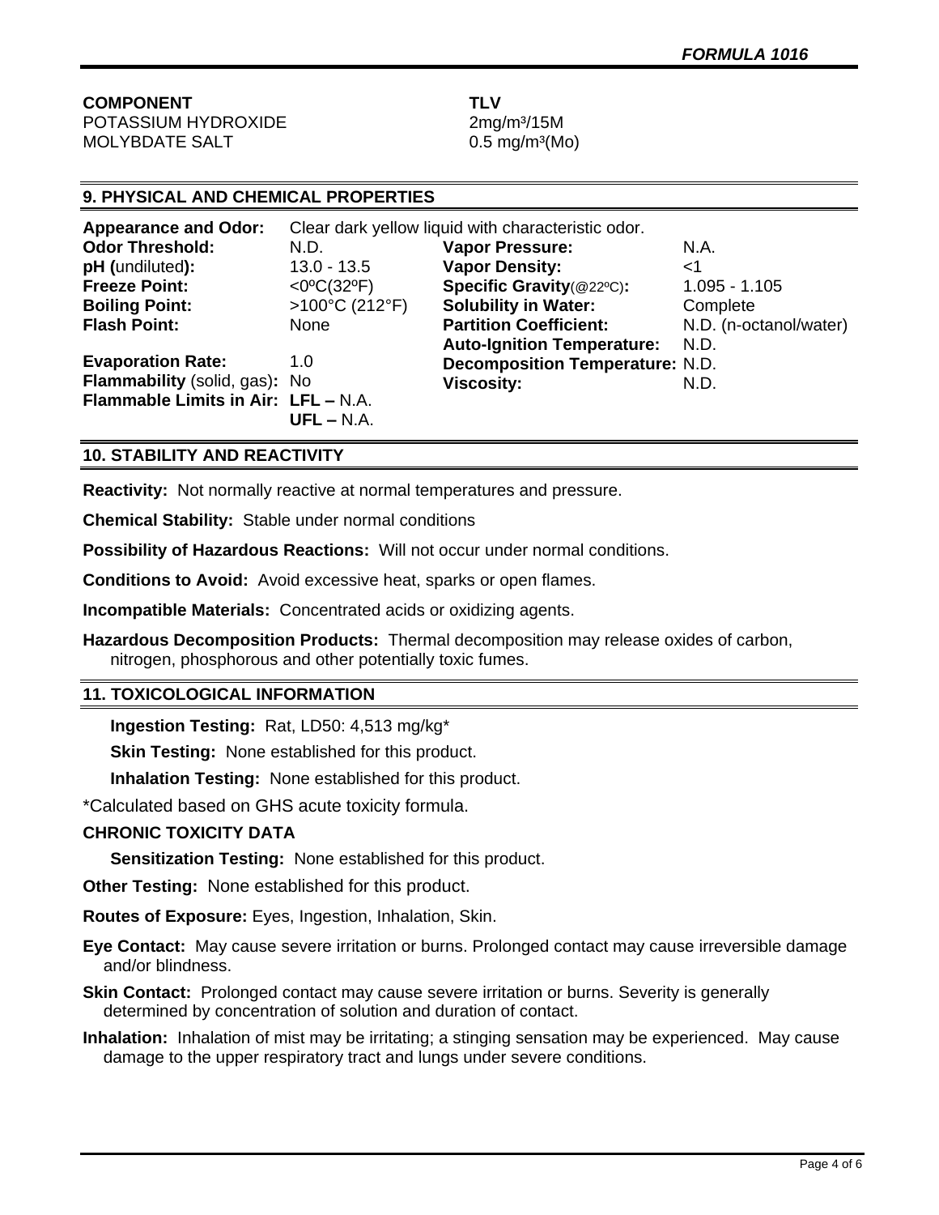| COMPONENT | TLV |
|---|---|
| POTASSIUM HYDROXIDE | 2mg/m³/15M |
| MOLYBDATE SALT | 0.5 mg/m³(Mo) |

## 9. PHYSICAL AND CHEMICAL PROPERTIES

**Appearance and Odor:** Clear dark yellow liquid with characteristic odor.

| | | | |
|---|---|---|---|
| **Odor Threshold:** | N.D. | **Vapor Pressure:** | N.A. |
| **pH (**undiluted**):** | 13.0 - 13.5 | **Vapor Density:** | <1 |
| **Freeze Point:** | <0ºC(32ºF) | **Specific Gravity**(@22ºC)**:** | 1.095 - 1.105 |
| **Boiling Point:** | >100°C (212°F) | **Solubility in Water:** | Complete |
| **Flash Point:** | None | **Partition Coefficient:** | N.D. (n-octanol/water) |
| | | **Auto-Ignition Temperature:** | N.D. |
| **Evaporation Rate:** | 1.0 | **Decomposition Temperature:** | N.D. |
| **Flammability** (solid, gas)**:** | No | **Viscosity:** | N.D. |
| **Flammable Limits in Air:** | **LFL –** N.A. | | |
| | **UFL –** N.A. | | |

## 10. STABILITY AND REACTIVITY

**Reactivity:** Not normally reactive at normal temperatures and pressure.

**Chemical Stability:** Stable under normal conditions

**Possibility of Hazardous Reactions:** Will not occur under normal conditions.

**Conditions to Avoid:** Avoid excessive heat, sparks or open flames.

**Incompatible Materials:** Concentrated acids or oxidizing agents.

**Hazardous Decomposition Products:** Thermal decomposition may release oxides of carbon, nitrogen, phosphorous and other potentially toxic fumes.

## 11. TOXICOLOGICAL INFORMATION

**Ingestion Testing:** Rat, LD50: 4,513 mg/kg*

**Skin Testing:** None established for this product.

**Inhalation Testing:** None established for this product.

*Calculated based on GHS acute toxicity formula.

**CHRONIC TOXICITY DATA**

**Sensitization Testing:** None established for this product.

**Other Testing:** None established for this product.

**Routes of Exposure:** Eyes, Ingestion, Inhalation, Skin.

**Eye Contact:** May cause severe irritation or burns. Prolonged contact may cause irreversible damage and/or blindness.

**Skin Contact:** Prolonged contact may cause severe irritation or burns. Severity is generally determined by concentration of solution and duration of contact.

**Inhalation:** Inhalation of mist may be irritating; a stinging sensation may be experienced. May cause damage to the upper respiratory tract and lungs under severe conditions.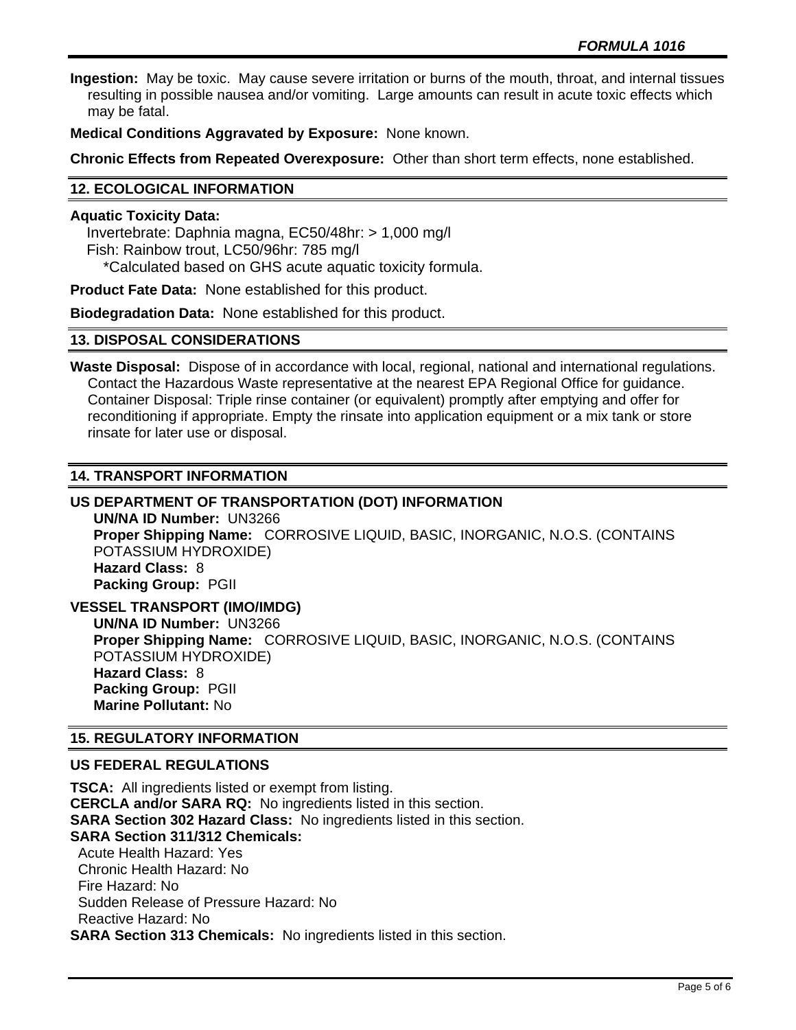**Ingestion:** May be toxic. May cause severe irritation or burns of the mouth, throat, and internal tissues resulting in possible nausea and/or vomiting. Large amounts can result in acute toxic effects which may be fatal.

**Medical Conditions Aggravated by Exposure:** None known.

**Chronic Effects from Repeated Overexposure:** Other than short term effects, none established.

## 12. ECOLOGICAL INFORMATION

**Aquatic Toxicity Data:**

Invertebrate: Daphnia magna, EC50/48hr: > 1,000 mg/l
Fish: Rainbow trout, LC50/96hr: 785 mg/l
*Calculated based on GHS acute aquatic toxicity formula.

**Product Fate Data:** None established for this product.

**Biodegradation Data:** None established for this product.

## 13. DISPOSAL CONSIDERATIONS

**Waste Disposal:** Dispose of in accordance with local, regional, national and international regulations. Contact the Hazardous Waste representative at the nearest EPA Regional Office for guidance. Container Disposal: Triple rinse container (or equivalent) promptly after emptying and offer for reconditioning if appropriate. Empty the rinsate into application equipment or a mix tank or store rinsate for later use or disposal.

## 14. TRANSPORT INFORMATION

### US DEPARTMENT OF TRANSPORTATION (DOT) INFORMATION

**UN/NA ID Number:** UN3266
**Proper Shipping Name:** CORROSIVE LIQUID, BASIC, INORGANIC, N.O.S. (CONTAINS POTASSIUM HYDROXIDE)
**Hazard Class:** 8
**Packing Group:** PGII

### VESSEL TRANSPORT (IMO/IMDG)

**UN/NA ID Number:** UN3266
**Proper Shipping Name:** CORROSIVE LIQUID, BASIC, INORGANIC, N.O.S. (CONTAINS POTASSIUM HYDROXIDE)
**Hazard Class:** 8
**Packing Group:** PGII
**Marine Pollutant:** No

## 15. REGULATORY INFORMATION

### US FEDERAL REGULATIONS

**TSCA:** All ingredients listed or exempt from listing.
**CERCLA and/or SARA RQ:** No ingredients listed in this section.
**SARA Section 302 Hazard Class:** No ingredients listed in this section.
**SARA Section 311/312 Chemicals:**
Acute Health Hazard: Yes
Chronic Health Hazard: No
Fire Hazard: No
Sudden Release of Pressure Hazard: No
Reactive Hazard: No
**SARA Section 313 Chemicals:** No ingredients listed in this section.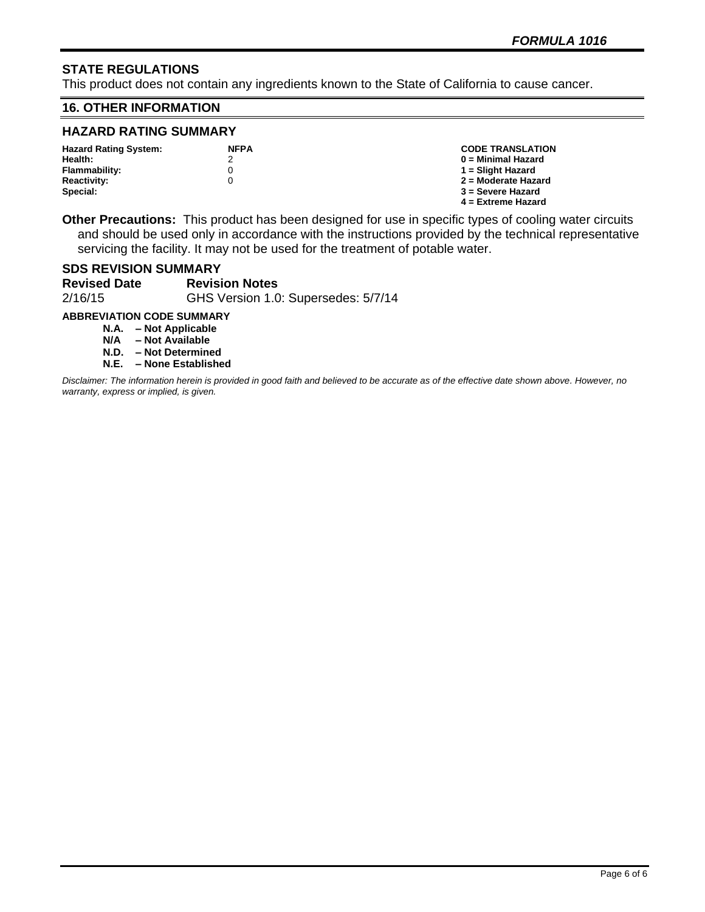## STATE REGULATIONS

This product does not contain any ingredients known to the State of California to cause cancer.

## 16. OTHER INFORMATION

### HAZARD RATING SUMMARY

| Hazard Rating System: | NFPA | CODE TRANSLATION |
|---|---|---|
| Health: | 2 | 0 = Minimal Hazard |
| Flammability: | 0 | 1 = Slight Hazard |
| Reactivity: | 0 | 2 = Moderate Hazard |
| Special: | | 3 = Severe Hazard |
| | | 4 = Extreme Hazard |

**Other Precautions:** This product has been designed for use in specific types of cooling water circuits and should be used only in accordance with the instructions provided by the technical representative servicing the facility. It may not be used for the treatment of potable water.

### SDS REVISION SUMMARY

| Revised Date | Revision Notes |
|---|---|
| 2/16/15 | GHS Version 1.0: Supersedes: 5/7/14 |

**ABBREVIATION CODE SUMMARY**

- **N.A. – Not Applicable**
- **N/A – Not Available**
- **N.D. – Not Determined**
- **N.E. – None Established**

*Disclaimer: The information herein is provided in good faith and believed to be accurate as of the effective date shown above. However, no warranty, express or implied, is given.*